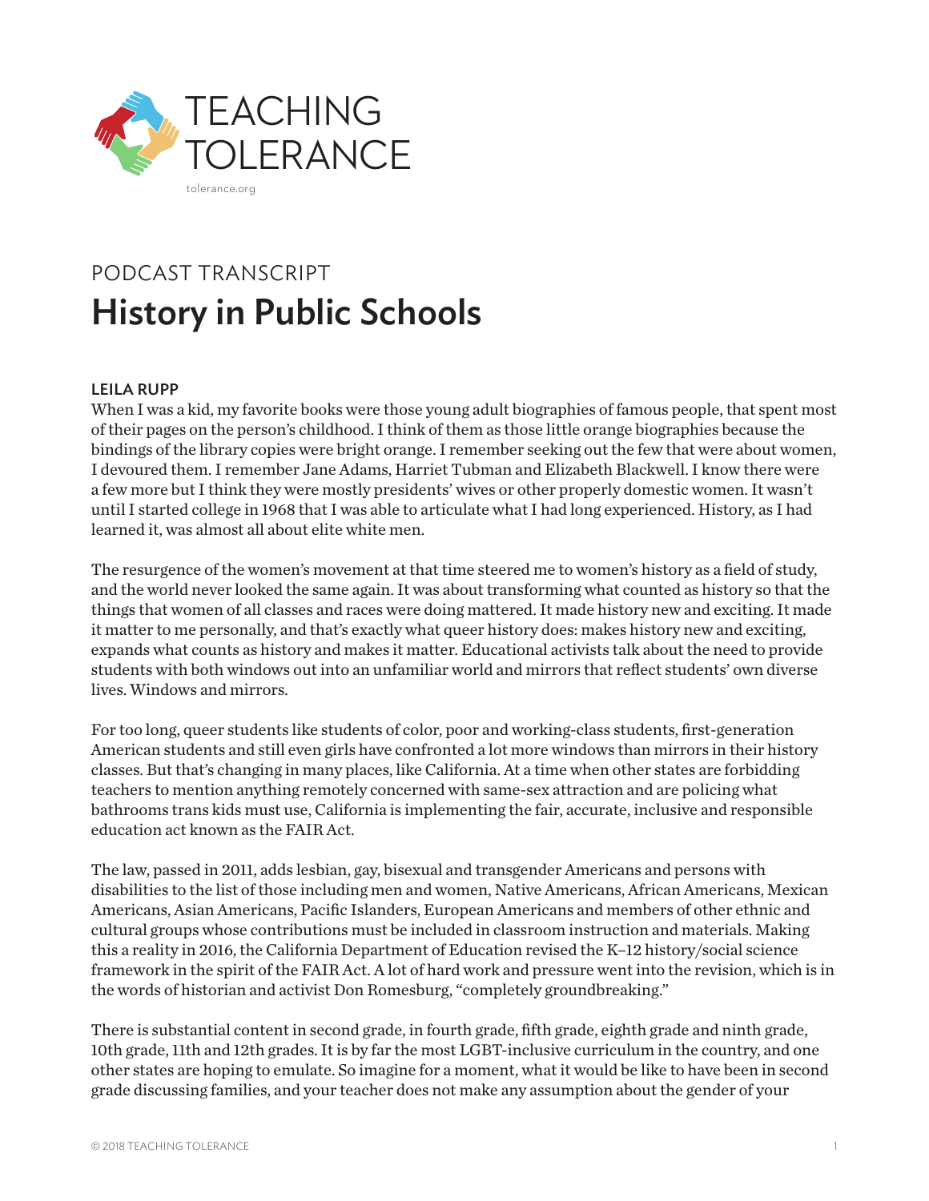TEACHING TOLERANCE

tolerance.org

PODCAST TRANSCRIPT

# History in Public Schools

**LEILA RUPP**

When I was a kid, my favorite books were those young adult biographies of famous people, that spent most of their pages on the person's childhood. I think of them as those little orange biographies because the bindings of the library copies were bright orange. I remember seeking out the few that were about women, I devoured them. I remember Jane Adams, Harriet Tubman and Elizabeth Blackwell. I know there were a few more but I think they were mostly presidents' wives or other properly domestic women. It wasn't until I started college in 1968 that I was able to articulate what I had long experienced. History, as I had learned it, was almost all about elite white men.

The resurgence of the women's movement at that time steered me to women's history as a field of study, and the world never looked the same again. It was about transforming what counted as history so that the things that women of all classes and races were doing mattered. It made history new and exciting. It made it matter to me personally, and that's exactly what queer history does: makes history new and exciting, expands what counts as history and makes it matter. Educational activists talk about the need to provide students with both windows out into an unfamiliar world and mirrors that reflect students' own diverse lives. Windows and mirrors.

For too long, queer students like students of color, poor and working-class students, first-generation American students and still even girls have confronted a lot more windows than mirrors in their history classes. But that's changing in many places, like California. At a time when other states are forbidding teachers to mention anything remotely concerned with same-sex attraction and are policing what bathrooms trans kids must use, California is implementing the fair, accurate, inclusive and responsible education act known as the FAIR Act.

The law, passed in 2011, adds lesbian, gay, bisexual and transgender Americans and persons with disabilities to the list of those including men and women, Native Americans, African Americans, Mexican Americans, Asian Americans, Pacific Islanders, European Americans and members of other ethnic and cultural groups whose contributions must be included in classroom instruction and materials. Making this a reality in 2016, the California Department of Education revised the K–12 history/social science framework in the spirit of the FAIR Act. A lot of hard work and pressure went into the revision, which is in the words of historian and activist Don Romesburg, "completely groundbreaking."

There is substantial content in second grade, in fourth grade, fifth grade, eighth grade and ninth grade, 10th grade, 11th and 12th grades. It is by far the most LGBT-inclusive curriculum in the country, and one other states are hoping to emulate. So imagine for a moment, what it would be like to have been in second grade discussing families, and your teacher does not make any assumption about the gender of your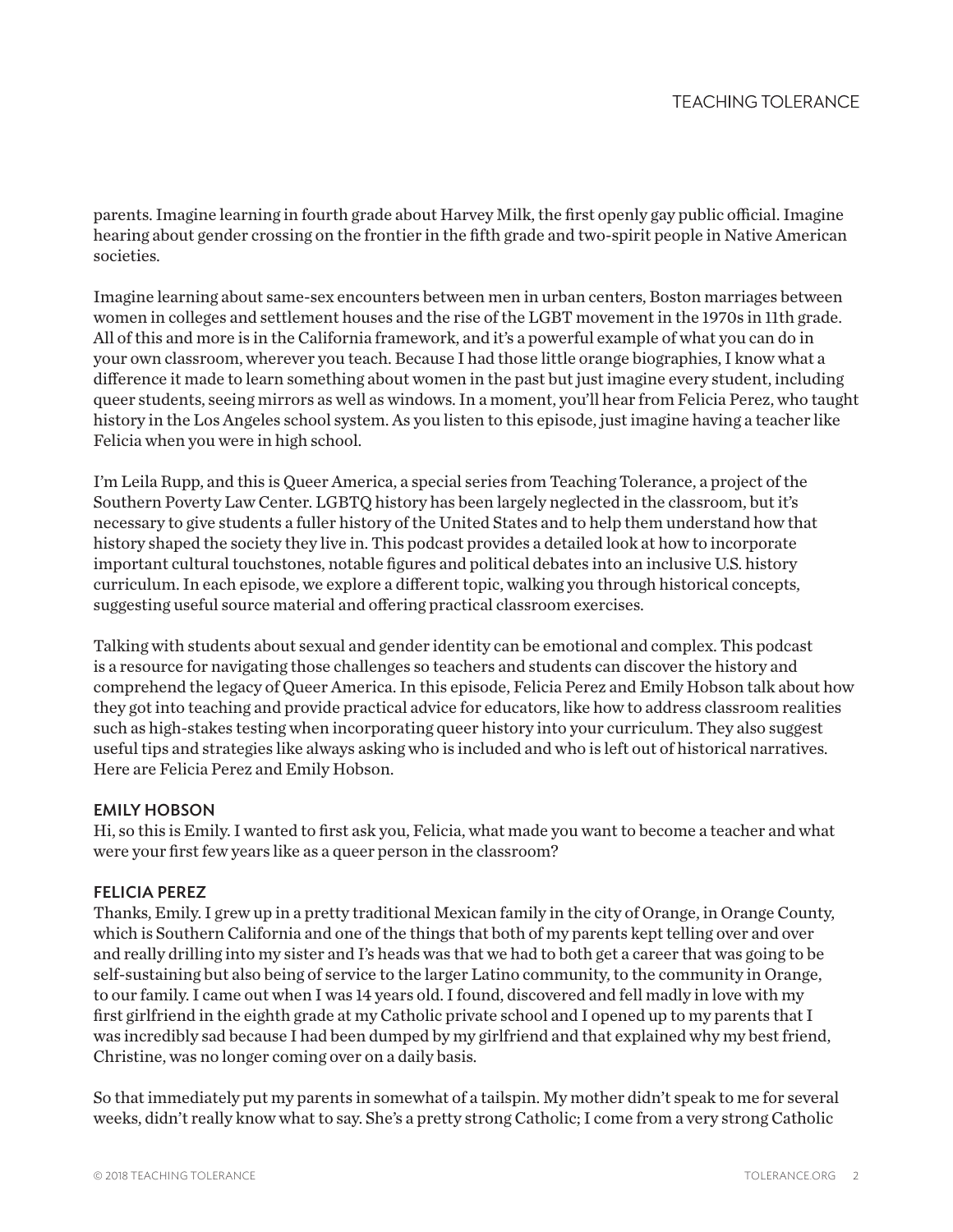parents. Imagine learning in fourth grade about Harvey Milk, the first openly gay public official. Imagine hearing about gender crossing on the frontier in the fifth grade and two-spirit people in Native American societies.

Imagine learning about same-sex encounters between men in urban centers, Boston marriages between women in colleges and settlement houses and the rise of the LGBT movement in the 1970s in 11th grade. All of this and more is in the California framework, and it's a powerful example of what you can do in your own classroom, wherever you teach. Because I had those little orange biographies, I know what a difference it made to learn something about women in the past but just imagine every student, including queer students, seeing mirrors as well as windows. In a moment, you'll hear from Felicia Perez, who taught history in the Los Angeles school system. As you listen to this episode, just imagine having a teacher like Felicia when you were in high school.

I'm Leila Rupp, and this is Queer America, a special series from Teaching Tolerance, a project of the Southern Poverty Law Center. LGBTQ history has been largely neglected in the classroom, but it's necessary to give students a fuller history of the United States and to help them understand how that history shaped the society they live in. This podcast provides a detailed look at how to incorporate important cultural touchstones, notable figures and political debates into an inclusive U.S. history curriculum. In each episode, we explore a different topic, walking you through historical concepts, suggesting useful source material and offering practical classroom exercises.

Talking with students about sexual and gender identity can be emotional and complex. This podcast is a resource for navigating those challenges so teachers and students can discover the history and comprehend the legacy of Queer America. In this episode, Felicia Perez and Emily Hobson talk about how they got into teaching and provide practical advice for educators, like how to address classroom realities such as high-stakes testing when incorporating queer history into your curriculum. They also suggest useful tips and strategies like always asking who is included and who is left out of historical narratives. Here are Felicia Perez and Emily Hobson.

**EMILY HOBSON**
Hi, so this is Emily. I wanted to first ask you, Felicia, what made you want to become a teacher and what were your first few years like as a queer person in the classroom?

**FELICIA PEREZ**
Thanks, Emily. I grew up in a pretty traditional Mexican family in the city of Orange, in Orange County, which is Southern California and one of the things that both of my parents kept telling over and over and really drilling into my sister and I's heads was that we had to both get a career that was going to be self-sustaining but also being of service to the larger Latino community, to the community in Orange, to our family. I came out when I was 14 years old. I found, discovered and fell madly in love with my first girlfriend in the eighth grade at my Catholic private school and I opened up to my parents that I was incredibly sad because I had been dumped by my girlfriend and that explained why my best friend, Christine, was no longer coming over on a daily basis.

So that immediately put my parents in somewhat of a tailspin. My mother didn't speak to me for several weeks, didn't really know what to say. She's a pretty strong Catholic; I come from a very strong Catholic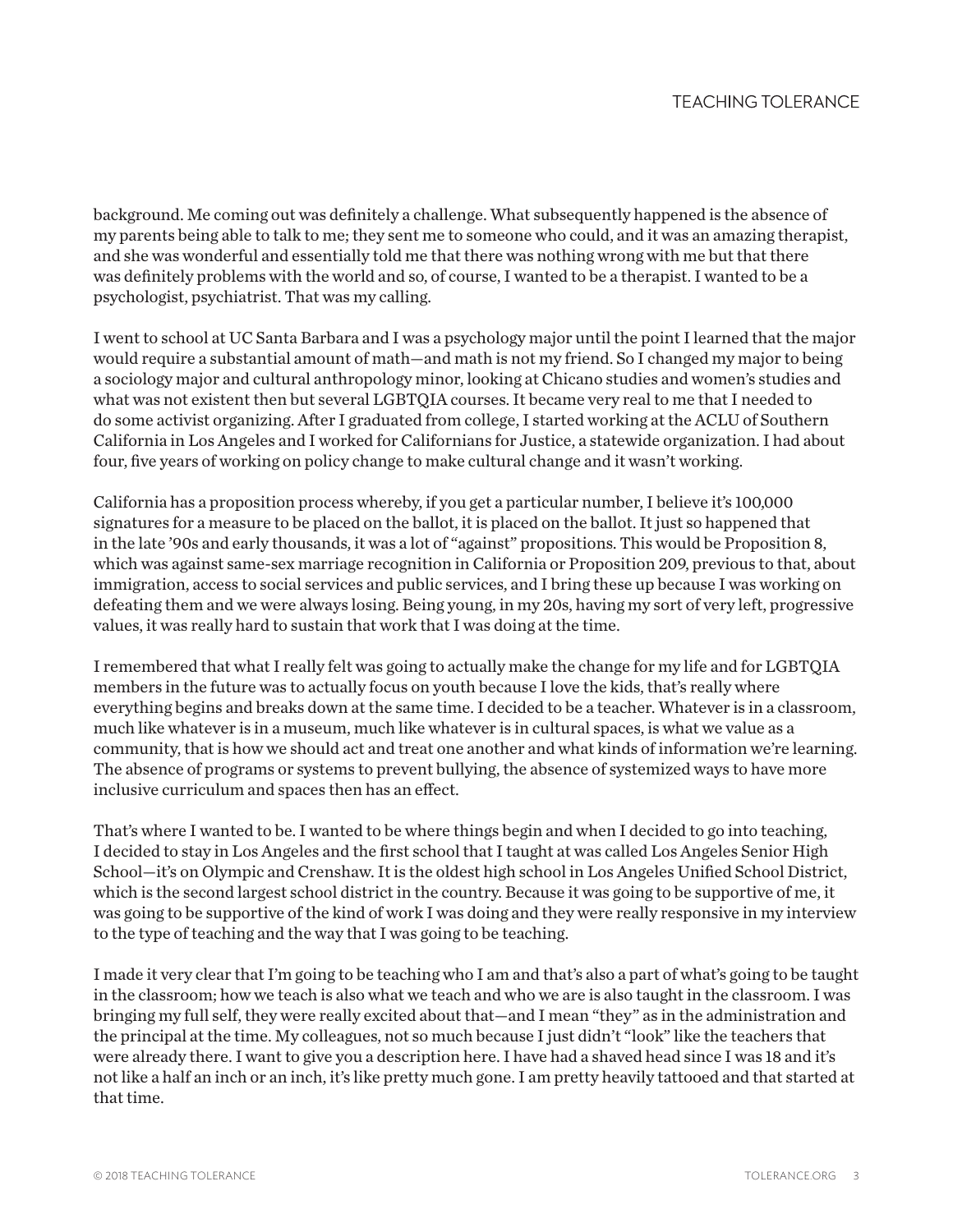background. Me coming out was definitely a challenge. What subsequently happened is the absence of my parents being able to talk to me; they sent me to someone who could, and it was an amazing therapist, and she was wonderful and essentially told me that there was nothing wrong with me but that there was definitely problems with the world and so, of course, I wanted to be a therapist. I wanted to be a psychologist, psychiatrist. That was my calling.

I went to school at UC Santa Barbara and I was a psychology major until the point I learned that the major would require a substantial amount of math—and math is not my friend. So I changed my major to being a sociology major and cultural anthropology minor, looking at Chicano studies and women's studies and what was not existent then but several LGBTQIA courses. It became very real to me that I needed to do some activist organizing. After I graduated from college, I started working at the ACLU of Southern California in Los Angeles and I worked for Californians for Justice, a statewide organization. I had about four, five years of working on policy change to make cultural change and it wasn't working.

California has a proposition process whereby, if you get a particular number, I believe it's 100,000 signatures for a measure to be placed on the ballot, it is placed on the ballot. It just so happened that in the late '90s and early thousands, it was a lot of "against" propositions. This would be Proposition 8, which was against same-sex marriage recognition in California or Proposition 209, previous to that, about immigration, access to social services and public services, and I bring these up because I was working on defeating them and we were always losing. Being young, in my 20s, having my sort of very left, progressive values, it was really hard to sustain that work that I was doing at the time.

I remembered that what I really felt was going to actually make the change for my life and for LGBTQIA members in the future was to actually focus on youth because I love the kids, that's really where everything begins and breaks down at the same time. I decided to be a teacher. Whatever is in a classroom, much like whatever is in a museum, much like whatever is in cultural spaces, is what we value as a community, that is how we should act and treat one another and what kinds of information we're learning. The absence of programs or systems to prevent bullying, the absence of systemized ways to have more inclusive curriculum and spaces then has an effect.

That's where I wanted to be. I wanted to be where things begin and when I decided to go into teaching, I decided to stay in Los Angeles and the first school that I taught at was called Los Angeles Senior High School—it's on Olympic and Crenshaw. It is the oldest high school in Los Angeles Unified School District, which is the second largest school district in the country. Because it was going to be supportive of me, it was going to be supportive of the kind of work I was doing and they were really responsive in my interview to the type of teaching and the way that I was going to be teaching.

I made it very clear that I'm going to be teaching who I am and that's also a part of what's going to be taught in the classroom; how we teach is also what we teach and who we are is also taught in the classroom. I was bringing my full self, they were really excited about that—and I mean "they" as in the administration and the principal at the time. My colleagues, not so much because I just didn't "look" like the teachers that were already there. I want to give you a description here. I have had a shaved head since I was 18 and it's not like a half an inch or an inch, it's like pretty much gone. I am pretty heavily tattooed and that started at that time.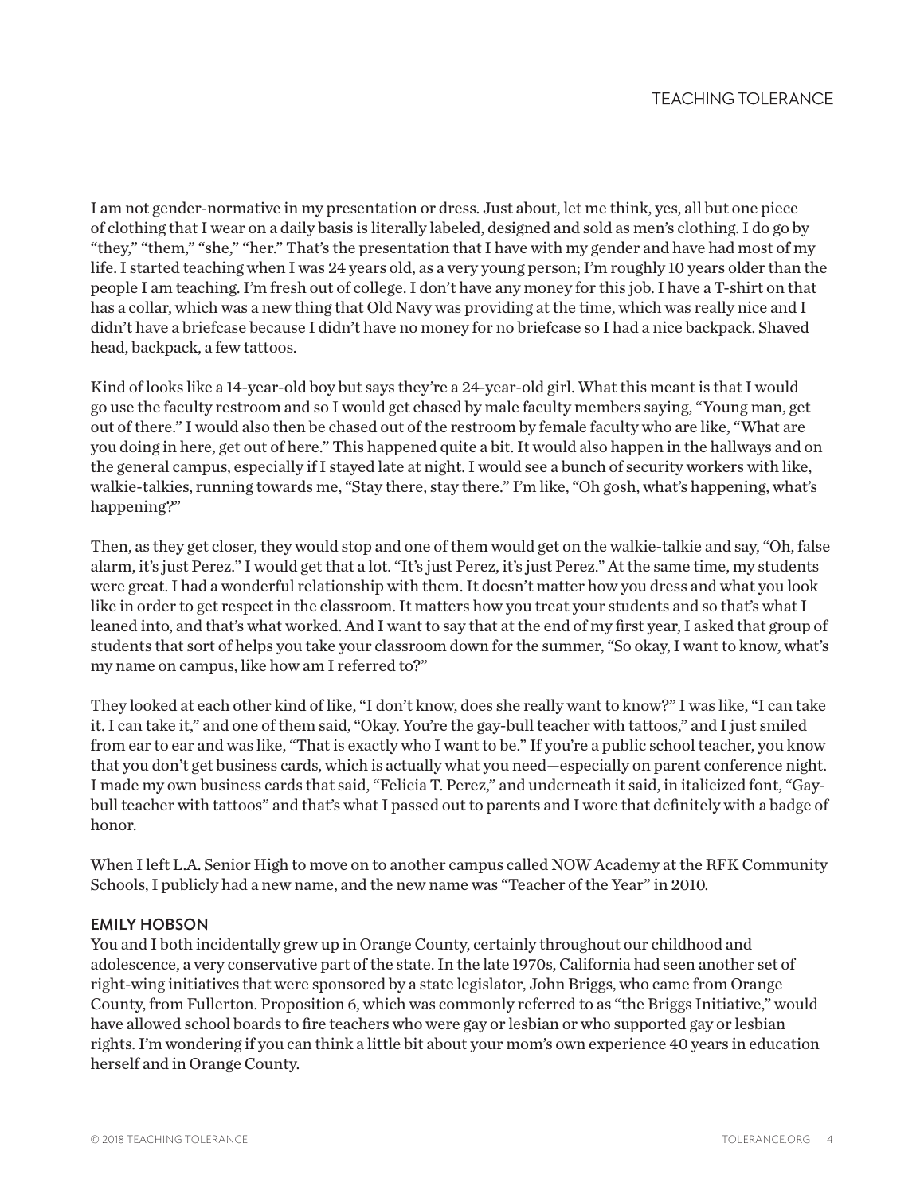I am not gender-normative in my presentation or dress. Just about, let me think, yes, all but one piece of clothing that I wear on a daily basis is literally labeled, designed and sold as men's clothing. I do go by "they," "them," "she," "her." That's the presentation that I have with my gender and have had most of my life. I started teaching when I was 24 years old, as a very young person; I'm roughly 10 years older than the people I am teaching. I'm fresh out of college. I don't have any money for this job. I have a T-shirt on that has a collar, which was a new thing that Old Navy was providing at the time, which was really nice and I didn't have a briefcase because I didn't have no money for no briefcase so I had a nice backpack. Shaved head, backpack, a few tattoos.

Kind of looks like a 14-year-old boy but says they're a 24-year-old girl. What this meant is that I would go use the faculty restroom and so I would get chased by male faculty members saying, "Young man, get out of there." I would also then be chased out of the restroom by female faculty who are like, "What are you doing in here, get out of here." This happened quite a bit. It would also happen in the hallways and on the general campus, especially if I stayed late at night. I would see a bunch of security workers with like, walkie-talkies, running towards me, "Stay there, stay there." I'm like, "Oh gosh, what's happening, what's happening?"

Then, as they get closer, they would stop and one of them would get on the walkie-talkie and say, "Oh, false alarm, it's just Perez." I would get that a lot. "It's just Perez, it's just Perez." At the same time, my students were great. I had a wonderful relationship with them. It doesn't matter how you dress and what you look like in order to get respect in the classroom. It matters how you treat your students and so that's what I leaned into, and that's what worked. And I want to say that at the end of my first year, I asked that group of students that sort of helps you take your classroom down for the summer, "So okay, I want to know, what's my name on campus, like how am I referred to?"

They looked at each other kind of like, "I don't know, does she really want to know?" I was like, "I can take it. I can take it," and one of them said, "Okay. You're the gay-bull teacher with tattoos," and I just smiled from ear to ear and was like, "That is exactly who I want to be." If you're a public school teacher, you know that you don't get business cards, which is actually what you need—especially on parent conference night. I made my own business cards that said, "Felicia T. Perez," and underneath it said, in italicized font, "*Gay-bull teacher with tattoos*" and that's what I passed out to parents and I wore that definitely with a badge of honor.

When I left L.A. Senior High to move on to another campus called NOW Academy at the RFK Community Schools, I publicly had a new name, and the new name was "Teacher of the Year" in 2010.

**EMILY HOBSON**

You and I both incidentally grew up in Orange County, certainly throughout our childhood and adolescence, a very conservative part of the state. In the late 1970s, California had seen another set of right-wing initiatives that were sponsored by a state legislator, John Briggs, who came from Orange County, from Fullerton. Proposition 6, which was commonly referred to as "the Briggs Initiative," would have allowed school boards to fire teachers who were gay or lesbian or who supported gay or lesbian rights. I'm wondering if you can think a little bit about your mom's own experience 40 years in education herself and in Orange County.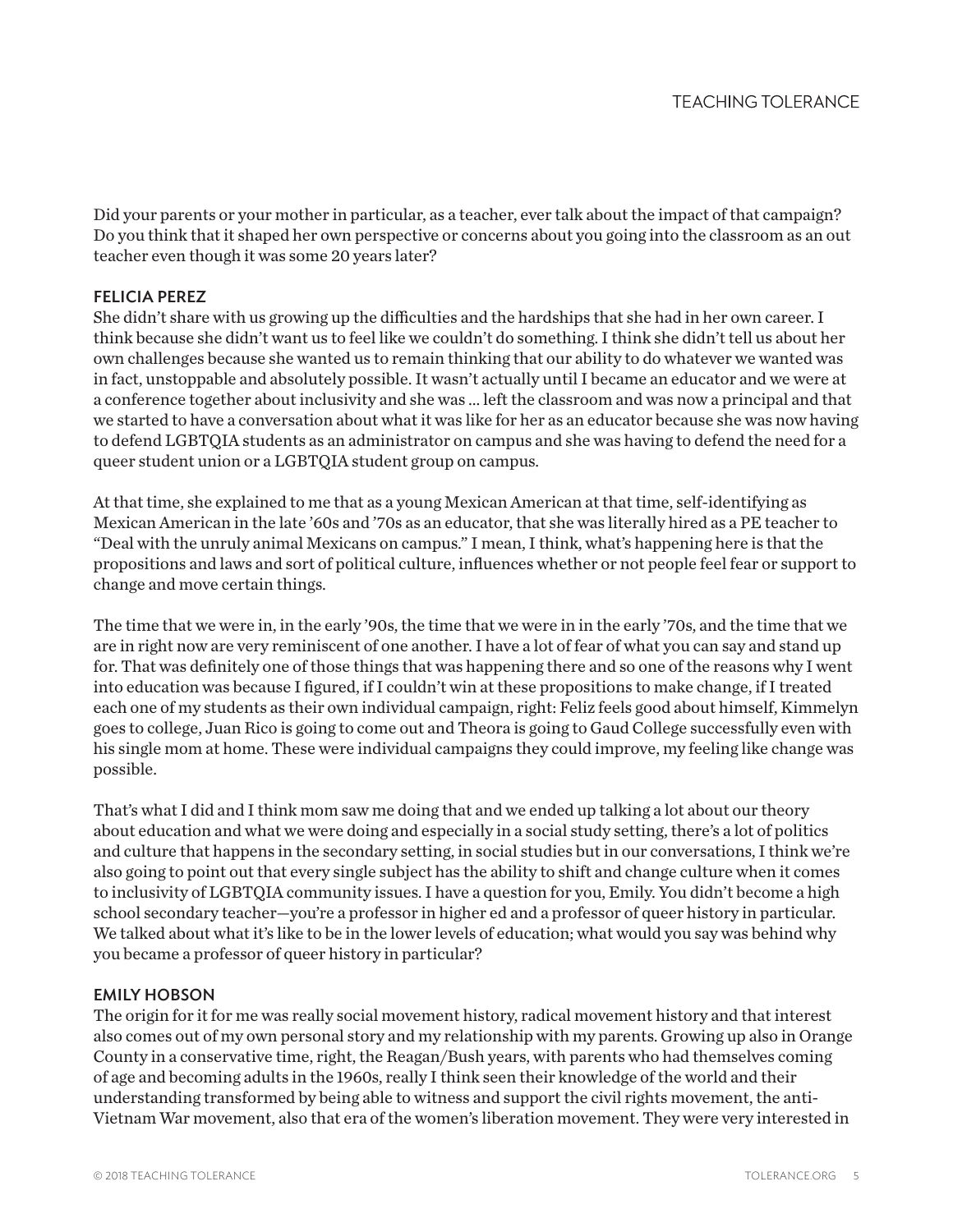Did your parents or your mother in particular, as a teacher, ever talk about the impact of that campaign? Do you think that it shaped her own perspective or concerns about you going into the classroom as an out teacher even though it was some 20 years later?

**FELICIA PEREZ**
She didn't share with us growing up the difficulties and the hardships that she had in her own career. I think because she didn't want us to feel like we couldn't do something. I think she didn't tell us about her own challenges because she wanted us to remain thinking that our ability to do whatever we wanted was in fact, unstoppable and absolutely possible. It wasn't actually until I became an educator and we were at a conference together about inclusivity and she was ... left the classroom and was now a principal and that we started to have a conversation about what it was like for her as an educator because she was now having to defend LGBTQIA students as an administrator on campus and she was having to defend the need for a queer student union or a LGBTQIA student group on campus.

At that time, she explained to me that as a young Mexican American at that time, self-identifying as Mexican American in the late '60s and '70s as an educator, that she was literally hired as a PE teacher to "Deal with the unruly animal Mexicans on campus." I mean, I think, what's happening here is that the propositions and laws and sort of political culture, influences whether or not people feel fear or support to change and move certain things.

The time that we were in, in the early '90s, the time that we were in in the early '70s, and the time that we are in right now are very reminiscent of one another. I have a lot of fear of what you can say and stand up for. That was definitely one of those things that was happening there and so one of the reasons why I went into education was because I figured, if I couldn't win at these propositions to make change, if I treated each one of my students as their own individual campaign, right: Feliz feels good about himself, Kimmelyn goes to college, Juan Rico is going to come out and Theora is going to Gaud College successfully even with his single mom at home. These were individual campaigns they could improve, my feeling like change was possible.

That's what I did and I think mom saw me doing that and we ended up talking a lot about our theory about education and what we were doing and especially in a social study setting, there's a lot of politics and culture that happens in the secondary setting, in social studies but in our conversations, I think we're also going to point out that every single subject has the ability to shift and change culture when it comes to inclusivity of LGBTQIA community issues. I have a question for you, Emily. You didn't become a high school secondary teacher—you're a professor in higher ed and a professor of queer history in particular. We talked about what it's like to be in the lower levels of education; what would you say was behind why you became a professor of queer history in particular?

**EMILY HOBSON**
The origin for it for me was really social movement history, radical movement history and that interest also comes out of my own personal story and my relationship with my parents. Growing up also in Orange County in a conservative time, right, the Reagan/Bush years, with parents who had themselves coming of age and becoming adults in the 1960s, really I think seen their knowledge of the world and their understanding transformed by being able to witness and support the civil rights movement, the anti-Vietnam War movement, also that era of the women's liberation movement. They were very interested in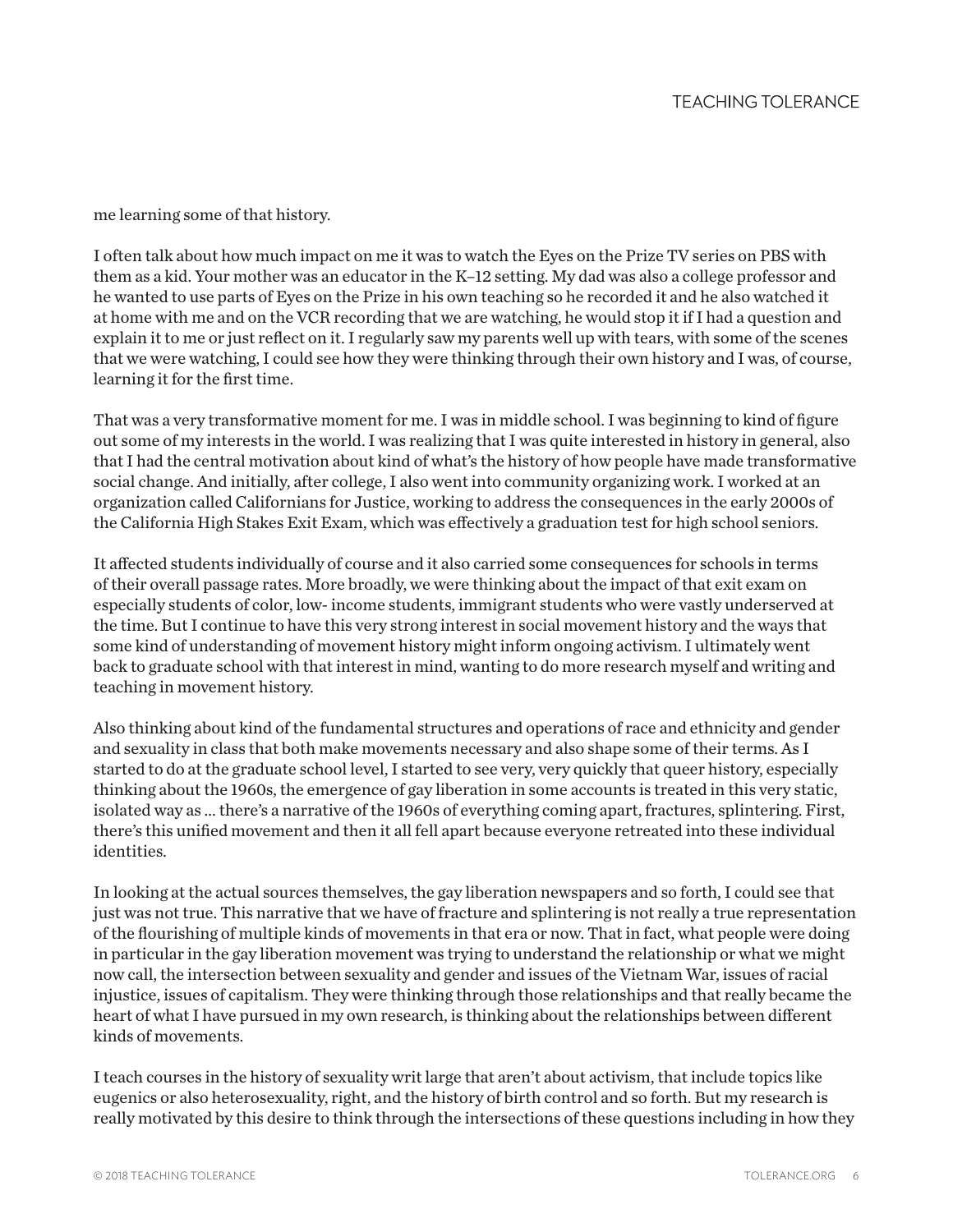me learning some of that history.

I often talk about how much impact on me it was to watch the Eyes on the Prize TV series on PBS with them as a kid. Your mother was an educator in the K–12 setting. My dad was also a college professor and he wanted to use parts of Eyes on the Prize in his own teaching so he recorded it and he also watched it at home with me and on the VCR recording that we are watching, he would stop it if I had a question and explain it to me or just reflect on it. I regularly saw my parents well up with tears, with some of the scenes that we were watching, I could see how they were thinking through their own history and I was, of course, learning it for the first time.

That was a very transformative moment for me. I was in middle school. I was beginning to kind of figure out some of my interests in the world. I was realizing that I was quite interested in history in general, also that I had the central motivation about kind of what's the history of how people have made transformative social change. And initially, after college, I also went into community organizing work. I worked at an organization called Californians for Justice, working to address the consequences in the early 2000s of the California High Stakes Exit Exam, which was effectively a graduation test for high school seniors.

It affected students individually of course and it also carried some consequences for schools in terms of their overall passage rates. More broadly, we were thinking about the impact of that exit exam on especially students of color, low- income students, immigrant students who were vastly underserved at the time. But I continue to have this very strong interest in social movement history and the ways that some kind of understanding of movement history might inform ongoing activism. I ultimately went back to graduate school with that interest in mind, wanting to do more research myself and writing and teaching in movement history.

Also thinking about kind of the fundamental structures and operations of race and ethnicity and gender and sexuality in class that both make movements necessary and also shape some of their terms. As I started to do at the graduate school level, I started to see very, very quickly that queer history, especially thinking about the 1960s, the emergence of gay liberation in some accounts is treated in this very static, isolated way as ... there's a narrative of the 1960s of everything coming apart, fractures, splintering. First, there's this unified movement and then it all fell apart because everyone retreated into these individual identities.

In looking at the actual sources themselves, the gay liberation newspapers and so forth, I could see that just was not true. This narrative that we have of fracture and splintering is not really a true representation of the flourishing of multiple kinds of movements in that era or now. That in fact, what people were doing in particular in the gay liberation movement was trying to understand the relationship or what we might now call, the intersection between sexuality and gender and issues of the Vietnam War, issues of racial injustice, issues of capitalism. They were thinking through those relationships and that really became the heart of what I have pursued in my own research, is thinking about the relationships between different kinds of movements.

I teach courses in the history of sexuality writ large that aren't about activism, that include topics like eugenics or also heterosexuality, right, and the history of birth control and so forth. But my research is really motivated by this desire to think through the intersections of these questions including in how they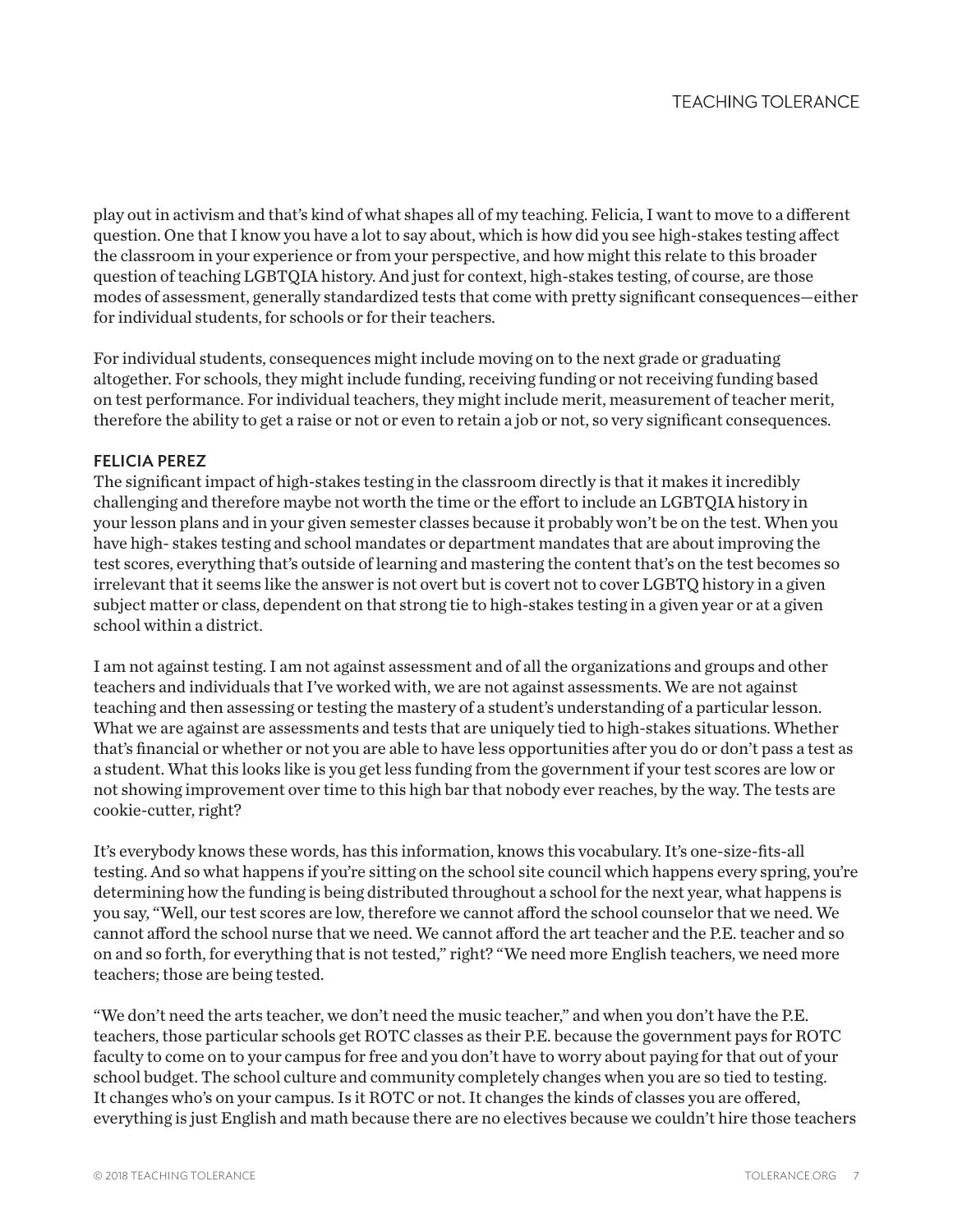play out in activism and that's kind of what shapes all of my teaching. Felicia, I want to move to a different question. One that I know you have a lot to say about, which is how did you see high-stakes testing affect the classroom in your experience or from your perspective, and how might this relate to this broader question of teaching LGBTQIA history. And just for context, high-stakes testing, of course, are those modes of assessment, generally standardized tests that come with pretty significant consequences—either for individual students, for schools or for their teachers.

For individual students, consequences might include moving on to the next grade or graduating altogether. For schools, they might include funding, receiving funding or not receiving funding based on test performance. For individual teachers, they might include merit, measurement of teacher merit, therefore the ability to get a raise or not or even to retain a job or not, so very significant consequences.

**FELICIA PEREZ**
The significant impact of high-stakes testing in the classroom directly is that it makes it incredibly challenging and therefore maybe not worth the time or the effort to include an LGBTQIA history in your lesson plans and in your given semester classes because it probably won't be on the test. When you have high- stakes testing and school mandates or department mandates that are about improving the test scores, everything that's outside of learning and mastering the content that's on the test becomes so irrelevant that it seems like the answer is not overt but is covert not to cover LGBTQ history in a given subject matter or class, dependent on that strong tie to high-stakes testing in a given year or at a given school within a district.

I am not against testing. I am not against assessment and of all the organizations and groups and other teachers and individuals that I've worked with, we are not against assessments. We are not against teaching and then assessing or testing the mastery of a student's understanding of a particular lesson. What we are against are assessments and tests that are uniquely tied to high-stakes situations. Whether that's financial or whether or not you are able to have less opportunities after you do or don't pass a test as a student. What this looks like is you get less funding from the government if your test scores are low or not showing improvement over time to this high bar that nobody ever reaches, by the way. The tests are cookie-cutter, right?

It's everybody knows these words, has this information, knows this vocabulary. It's one-size-fits-all testing. And so what happens if you're sitting on the school site council which happens every spring, you're determining how the funding is being distributed throughout a school for the next year, what happens is you say, "Well, our test scores are low, therefore we cannot afford the school counselor that we need. We cannot afford the school nurse that we need. We cannot afford the art teacher and the P.E. teacher and so on and so forth, for everything that is not tested," right? "We need more English teachers, we need more teachers; those are being tested.

"We don't need the arts teacher, we don't need the music teacher," and when you don't have the P.E. teachers, those particular schools get ROTC classes as their P.E. because the government pays for ROTC faculty to come on to your campus for free and you don't have to worry about paying for that out of your school budget. The school culture and community completely changes when you are so tied to testing. It changes who's on your campus. Is it ROTC or not. It changes the kinds of classes you are offered, everything is just English and math because there are no electives because we couldn't hire those teachers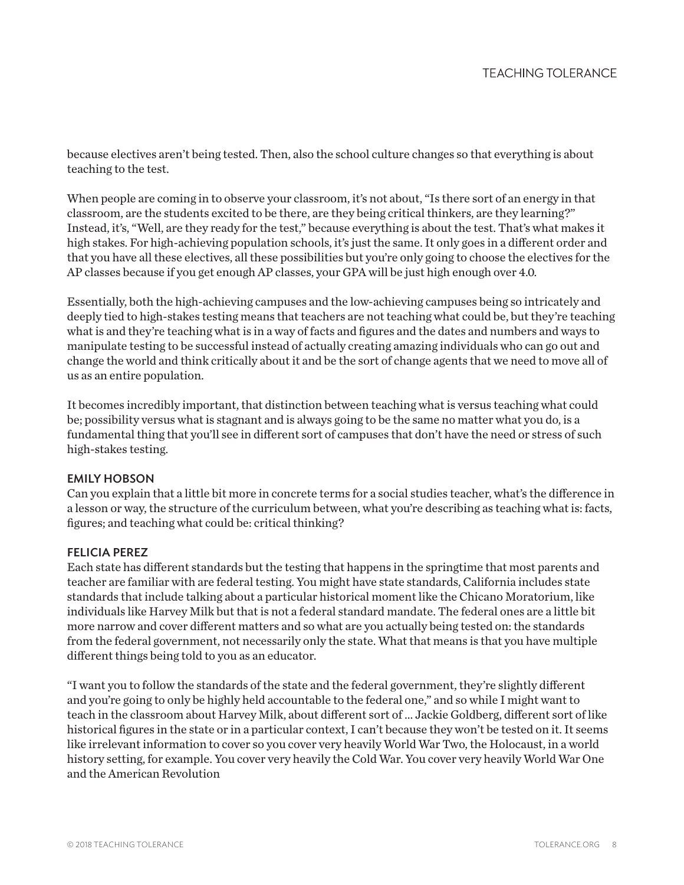because electives aren't being tested. Then, also the school culture changes so that everything is about teaching to the test.

When people are coming in to observe your classroom, it's not about, "Is there sort of an energy in that classroom, are the students excited to be there, are they being critical thinkers, are they learning?" Instead, it's, "Well, are they ready for the test," because everything is about the test. That's what makes it high stakes. For high-achieving population schools, it's just the same. It only goes in a different order and that you have all these electives, all these possibilities but you're only going to choose the electives for the AP classes because if you get enough AP classes, your GPA will be just high enough over 4.0.

Essentially, both the high-achieving campuses and the low-achieving campuses being so intricately and deeply tied to high-stakes testing means that teachers are not teaching what could be, but they're teaching what is and they're teaching what is in a way of facts and figures and the dates and numbers and ways to manipulate testing to be successful instead of actually creating amazing individuals who can go out and change the world and think critically about it and be the sort of change agents that we need to move all of us as an entire population.

It becomes incredibly important, that distinction between teaching what is versus teaching what could be; possibility versus what is stagnant and is always going to be the same no matter what you do, is a fundamental thing that you'll see in different sort of campuses that don't have the need or stress of such high-stakes testing.

**EMILY HOBSON**
Can you explain that a little bit more in concrete terms for a social studies teacher, what's the difference in a lesson or way, the structure of the curriculum between, what you're describing as teaching what is: facts, figures; and teaching what could be: critical thinking?

**FELICIA PEREZ**
Each state has different standards but the testing that happens in the springtime that most parents and teacher are familiar with are federal testing. You might have state standards, California includes state standards that include talking about a particular historical moment like the Chicano Moratorium, like individuals like Harvey Milk but that is not a federal standard mandate. The federal ones are a little bit more narrow and cover different matters and so what are you actually being tested on: the standards from the federal government, not necessarily only the state. What that means is that you have multiple different things being told to you as an educator.

"I want you to follow the standards of the state and the federal government, they're slightly different and you're going to only be highly held accountable to the federal one," and so while I might want to teach in the classroom about Harvey Milk, about different sort of ... Jackie Goldberg, different sort of like historical figures in the state or in a particular context, I can't because they won't be tested on it. It seems like irrelevant information to cover so you cover very heavily World War Two, the Holocaust, in a world history setting, for example. You cover very heavily the Cold War. You cover very heavily World War One and the American Revolution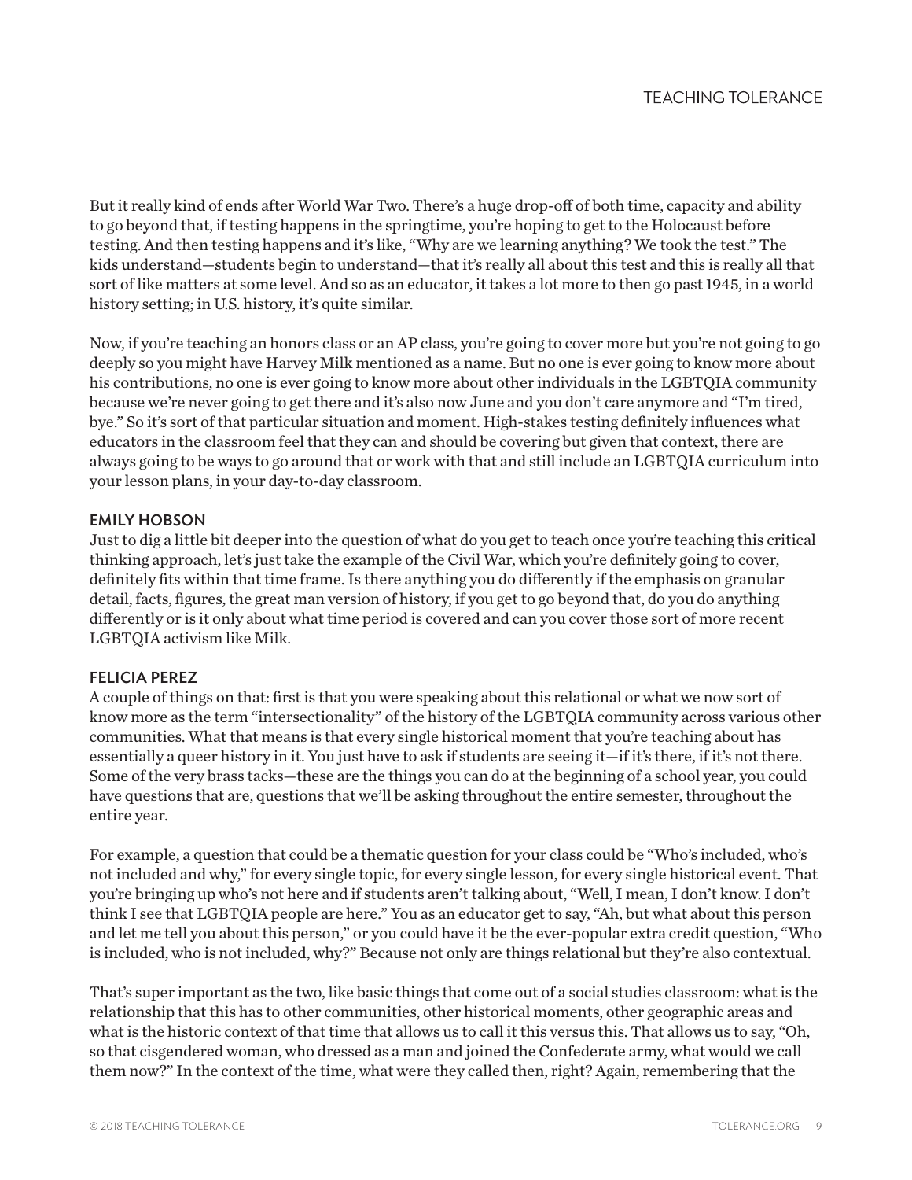But it really kind of ends after World War Two. There's a huge drop-off of both time, capacity and ability to go beyond that, if testing happens in the springtime, you're hoping to get to the Holocaust before testing. And then testing happens and it's like, "Why are we learning anything? We took the test." The kids understand—students begin to understand—that it's really all about this test and this is really all that sort of like matters at some level. And so as an educator, it takes a lot more to then go past 1945, in a world history setting; in U.S. history, it's quite similar.

Now, if you're teaching an honors class or an AP class, you're going to cover more but you're not going to go deeply so you might have Harvey Milk mentioned as a name. But no one is ever going to know more about his contributions, no one is ever going to know more about other individuals in the LGBTQIA community because we're never going to get there and it's also now June and you don't care anymore and "I'm tired, bye." So it's sort of that particular situation and moment. High-stakes testing definitely influences what educators in the classroom feel that they can and should be covering but given that context, there are always going to be ways to go around that or work with that and still include an LGBTQIA curriculum into your lesson plans, in your day-to-day classroom.

**EMILY HOBSON**
Just to dig a little bit deeper into the question of what do you get to teach once you're teaching this critical thinking approach, let's just take the example of the Civil War, which you're definitely going to cover, definitely fits within that time frame. Is there anything you do differently if the emphasis on granular detail, facts, figures, the great man version of history, if you get to go beyond that, do you do anything differently or is it only about what time period is covered and can you cover those sort of more recent LGBTQIA activism like Milk.

**FELICIA PEREZ**
A couple of things on that: first is that you were speaking about this relational or what we now sort of know more as the term "intersectionality" of the history of the LGBTQIA community across various other communities. What that means is that every single historical moment that you're teaching about has essentially a queer history in it. You just have to ask if students are seeing it—if it's there, if it's not there. Some of the very brass tacks—these are the things you can do at the beginning of a school year, you could have questions that are, questions that we'll be asking throughout the entire semester, throughout the entire year.

For example, a question that could be a thematic question for your class could be "Who's included, who's not included and why," for every single topic, for every single lesson, for every single historical event. That you're bringing up who's not here and if students aren't talking about, "Well, I mean, I don't know. I don't think I see that LGBTQIA people are here." You as an educator get to say, "Ah, but what about this person and let me tell you about this person," or you could have it be the ever-popular extra credit question, "Who is included, who is not included, why?" Because not only are things relational but they're also contextual.

That's super important as the two, like basic things that come out of a social studies classroom: what is the relationship that this has to other communities, other historical moments, other geographic areas and what is the historic context of that time that allows us to call it this versus this. That allows us to say, "Oh, so that cisgendered woman, who dressed as a man and joined the Confederate army, what would we call them now?" In the context of the time, what were they called then, right? Again, remembering that the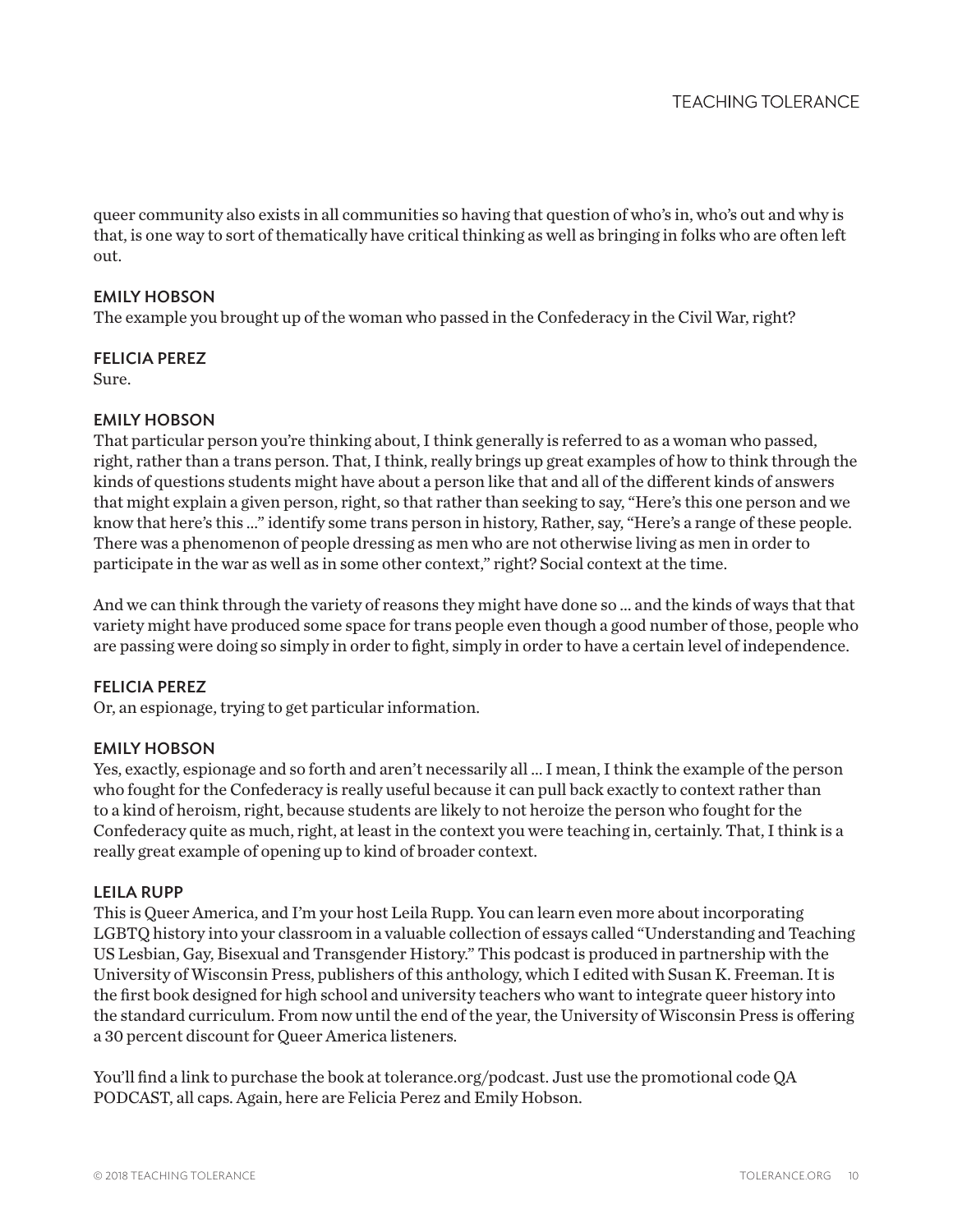queer community also exists in all communities so having that question of who's in, who's out and why is that, is one way to sort of thematically have critical thinking as well as bringing in folks who are often left out.

**EMILY HOBSON**
The example you brought up of the woman who passed in the Confederacy in the Civil War, right?

**FELICIA PEREZ**
Sure.

**EMILY HOBSON**
That particular person you're thinking about, I think generally is referred to as a woman who passed, right, rather than a trans person. That, I think, really brings up great examples of how to think through the kinds of questions students might have about a person like that and all of the different kinds of answers that might explain a given person, right, so that rather than seeking to say, "Here's this one person and we know that here's this ..." identify some trans person in history, Rather, say, "Here's a range of these people. There was a phenomenon of people dressing as men who are not otherwise living as men in order to participate in the war as well as in some other context," right? Social context at the time.

And we can think through the variety of reasons they might have done so ... and the kinds of ways that that variety might have produced some space for trans people even though a good number of those, people who are passing were doing so simply in order to fight, simply in order to have a certain level of independence.

**FELICIA PEREZ**
Or, an espionage, trying to get particular information.

**EMILY HOBSON**
Yes, exactly, espionage and so forth and aren't necessarily all ... I mean, I think the example of the person who fought for the Confederacy is really useful because it can pull back exactly to context rather than to a kind of heroism, right, because students are likely to not heroize the person who fought for the Confederacy quite as much, right, at least in the context you were teaching in, certainly. That, I think is a really great example of opening up to kind of broader context.

**LEILA RUPP**
This is Queer America, and I'm your host Leila Rupp. You can learn even more about incorporating LGBTQ history into your classroom in a valuable collection of essays called "Understanding and Teaching US Lesbian, Gay, Bisexual and Transgender History." This podcast is produced in partnership with the University of Wisconsin Press, publishers of this anthology, which I edited with Susan K. Freeman. It is the first book designed for high school and university teachers who want to integrate queer history into the standard curriculum. From now until the end of the year, the University of Wisconsin Press is offering a 30 percent discount for Queer America listeners.

You'll find a link to purchase the book at tolerance.org/podcast. Just use the promotional code QA PODCAST, all caps. Again, here are Felicia Perez and Emily Hobson.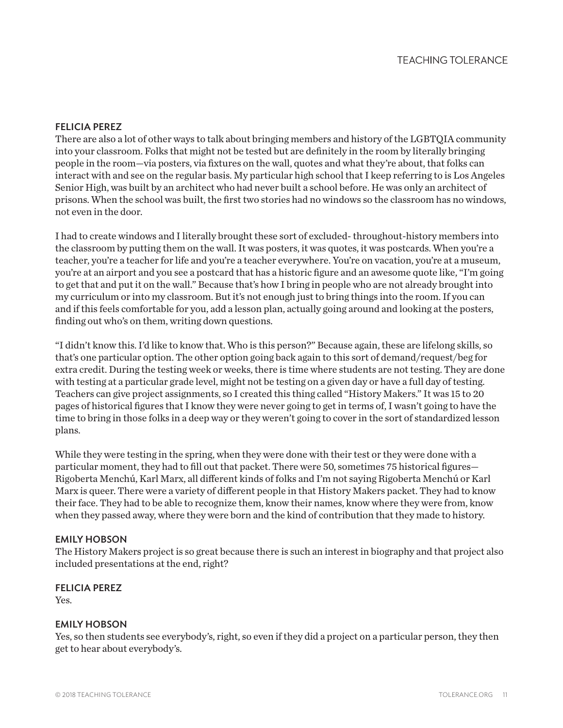**FELICIA PEREZ**

There are also a lot of other ways to talk about bringing members and history of the LGBTQIA community into your classroom. Folks that might not be tested but are definitely in the room by literally bringing people in the room—via posters, via fixtures on the wall, quotes and what they're about, that folks can interact with and see on the regular basis. My particular high school that I keep referring to is Los Angeles Senior High, was built by an architect who had never built a school before. He was only an architect of prisons. When the school was built, the first two stories had no windows so the classroom has no windows, not even in the door.

I had to create windows and I literally brought these sort of excluded- throughout-history members into the classroom by putting them on the wall. It was posters, it was quotes, it was postcards. When you're a teacher, you're a teacher for life and you're a teacher everywhere. You're on vacation, you're at a museum, you're at an airport and you see a postcard that has a historic figure and an awesome quote like, "I'm going to get that and put it on the wall." Because that's how I bring in people who are not already brought into my curriculum or into my classroom. But it's not enough just to bring things into the room. If you can and if this feels comfortable for you, add a lesson plan, actually going around and looking at the posters, finding out who's on them, writing down questions.

"I didn't know this. I'd like to know that. Who is this person?" Because again, these are lifelong skills, so that's one particular option. The other option going back again to this sort of demand/request/beg for extra credit. During the testing week or weeks, there is time where students are not testing. They are done with testing at a particular grade level, might not be testing on a given day or have a full day of testing. Teachers can give project assignments, so I created this thing called "History Makers." It was 15 to 20 pages of historical figures that I know they were never going to get in terms of, I wasn't going to have the time to bring in those folks in a deep way or they weren't going to cover in the sort of standardized lesson plans.

While they were testing in the spring, when they were done with their test or they were done with a particular moment, they had to fill out that packet. There were 50, sometimes 75 historical figures—Rigoberta Menchú, Karl Marx, all different kinds of folks and I'm not saying Rigoberta Menchú or Karl Marx is queer. There were a variety of different people in that History Makers packet. They had to know their face. They had to be able to recognize them, know their names, know where they were from, know when they passed away, where they were born and the kind of contribution that they made to history.

**EMILY HOBSON**

The History Makers project is so great because there is such an interest in biography and that project also included presentations at the end, right?

**FELICIA PEREZ**

Yes.

**EMILY HOBSON**

Yes, so then students see everybody's, right, so even if they did a project on a particular person, they then get to hear about everybody's.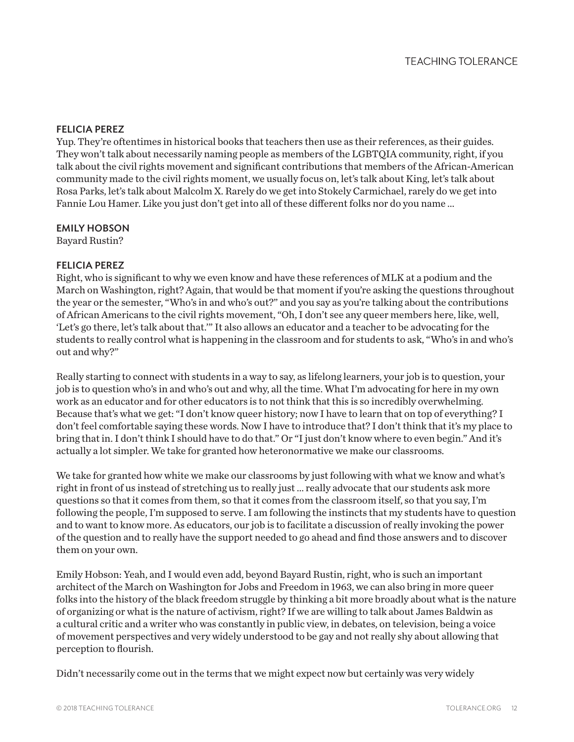**FELICIA PEREZ**
Yup. They're oftentimes in historical books that teachers then use as their references, as their guides. They won't talk about necessarily naming people as members of the LGBTQIA community, right, if you talk about the civil rights movement and significant contributions that members of the African-American community made to the civil rights moment, we usually focus on, let's talk about King, let's talk about Rosa Parks, let's talk about Malcolm X. Rarely do we get into Stokely Carmichael, rarely do we get into Fannie Lou Hamer. Like you just don't get into all of these different folks nor do you name …

**EMILY HOBSON**
Bayard Rustin?

**FELICIA PEREZ**
Right, who is significant to why we even know and have these references of MLK at a podium and the March on Washington, right? Again, that would be that moment if you're asking the questions throughout the year or the semester, "Who's in and who's out?" and you say as you're talking about the contributions of African Americans to the civil rights movement, "Oh, I don't see any queer members here, like, well, 'Let's go there, let's talk about that.'" It also allows an educator and a teacher to be advocating for the students to really control what is happening in the classroom and for students to ask, "Who's in and who's out and why?"

Really starting to connect with students in a way to say, as lifelong learners, your job is to question, your job is to question who's in and who's out and why, all the time. What I'm advocating for here in my own work as an educator and for other educators is to not think that this is so incredibly overwhelming. Because that's what we get: "I don't know queer history; now I have to learn that on top of everything? I don't feel comfortable saying these words. Now I have to introduce that? I don't think that it's my place to bring that in. I don't think I should have to do that." Or "I just don't know where to even begin." And it's actually a lot simpler. We take for granted how heteronormative we make our classrooms.

We take for granted how white we make our classrooms by just following with what we know and what's right in front of us instead of stretching us to really just … really advocate that our students ask more questions so that it comes from them, so that it comes from the classroom itself, so that you say, I'm following the people, I'm supposed to serve. I am following the instincts that my students have to question and to want to know more. As educators, our job is to facilitate a discussion of really invoking the power of the question and to really have the support needed to go ahead and find those answers and to discover them on your own.

Emily Hobson: Yeah, and I would even add, beyond Bayard Rustin, right, who is such an important architect of the March on Washington for Jobs and Freedom in 1963, we can also bring in more queer folks into the history of the black freedom struggle by thinking a bit more broadly about what is the nature of organizing or what is the nature of activism, right? If we are willing to talk about James Baldwin as a cultural critic and a writer who was constantly in public view, in debates, on television, being a voice of movement perspectives and very widely understood to be gay and not really shy about allowing that perception to flourish.

Didn't necessarily come out in the terms that we might expect now but certainly was very widely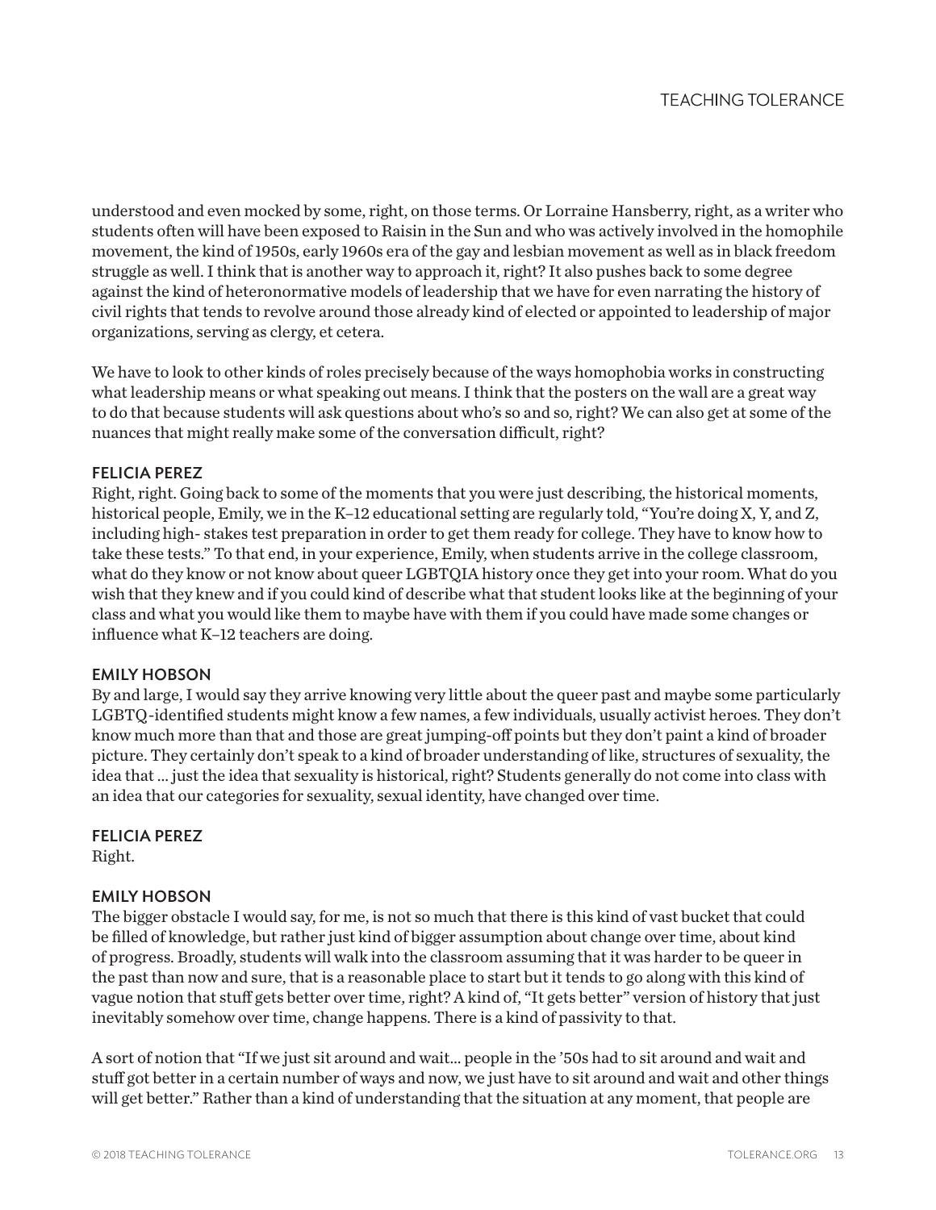understood and even mocked by some, right, on those terms. Or Lorraine Hansberry, right, as a writer who students often will have been exposed to Raisin in the Sun and who was actively involved in the homophile movement, the kind of 1950s, early 1960s era of the gay and lesbian movement as well as in black freedom struggle as well. I think that is another way to approach it, right? It also pushes back to some degree against the kind of heteronormative models of leadership that we have for even narrating the history of civil rights that tends to revolve around those already kind of elected or appointed to leadership of major organizations, serving as clergy, et cetera.

We have to look to other kinds of roles precisely because of the ways homophobia works in constructing what leadership means or what speaking out means. I think that the posters on the wall are a great way to do that because students will ask questions about who's so and so, right? We can also get at some of the nuances that might really make some of the conversation difficult, right?

**FELICIA PEREZ**
Right, right. Going back to some of the moments that you were just describing, the historical moments, historical people, Emily, we in the K–12 educational setting are regularly told, "You're doing X, Y, and Z, including high- stakes test preparation in order to get them ready for college. They have to know how to take these tests." To that end, in your experience, Emily, when students arrive in the college classroom, what do they know or not know about queer LGBTQIA history once they get into your room. What do you wish that they knew and if you could kind of describe what that student looks like at the beginning of your class and what you would like them to maybe have with them if you could have made some changes or influence what K–12 teachers are doing.

**EMILY HOBSON**
By and large, I would say they arrive knowing very little about the queer past and maybe some particularly LGBTQ-identified students might know a few names, a few individuals, usually activist heroes. They don't know much more than that and those are great jumping-off points but they don't paint a kind of broader picture. They certainly don't speak to a kind of broader understanding of like, structures of sexuality, the idea that ... just the idea that sexuality is historical, right? Students generally do not come into class with an idea that our categories for sexuality, sexual identity, have changed over time.

**FELICIA PEREZ**
Right.

**EMILY HOBSON**
The bigger obstacle I would say, for me, is not so much that there is this kind of vast bucket that could be filled of knowledge, but rather just kind of bigger assumption about change over time, about kind of progress. Broadly, students will walk into the classroom assuming that it was harder to be queer in the past than now and sure, that is a reasonable place to start but it tends to go along with this kind of vague notion that stuff gets better over time, right? A kind of, "It gets better" version of history that just inevitably somehow over time, change happens. There is a kind of passivity to that.

A sort of notion that "If we just sit around and wait... people in the '50s had to sit around and wait and stuff got better in a certain number of ways and now, we just have to sit around and wait and other things will get better." Rather than a kind of understanding that the situation at any moment, that people are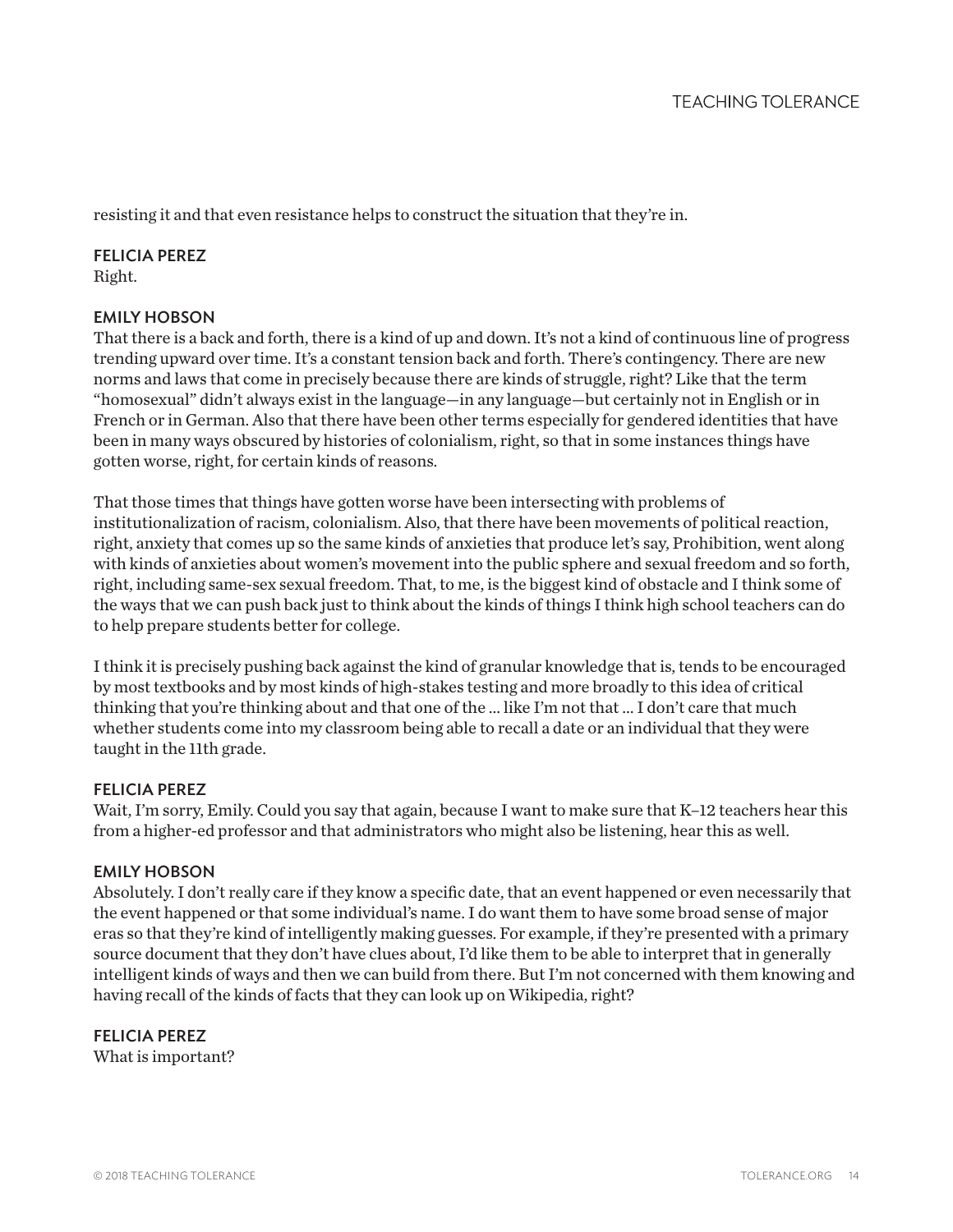resisting it and that even resistance helps to construct the situation that they're in.

**FELICIA PEREZ**
Right.

**EMILY HOBSON**
That there is a back and forth, there is a kind of up and down. It's not a kind of continuous line of progress trending upward over time. It's a constant tension back and forth. There's contingency. There are new norms and laws that come in precisely because there are kinds of struggle, right? Like that the term "homosexual" didn't always exist in the language—in any language—but certainly not in English or in French or in German. Also that there have been other terms especially for gendered identities that have been in many ways obscured by histories of colonialism, right, so that in some instances things have gotten worse, right, for certain kinds of reasons.

That those times that things have gotten worse have been intersecting with problems of institutionalization of racism, colonialism. Also, that there have been movements of political reaction, right, anxiety that comes up so the same kinds of anxieties that produce let's say, Prohibition, went along with kinds of anxieties about women's movement into the public sphere and sexual freedom and so forth, right, including same-sex sexual freedom. That, to me, is the biggest kind of obstacle and I think some of the ways that we can push back just to think about the kinds of things I think high school teachers can do to help prepare students better for college.

I think it is precisely pushing back against the kind of granular knowledge that is, tends to be encouraged by most textbooks and by most kinds of high-stakes testing and more broadly to this idea of critical thinking that you're thinking about and that one of the ... like I'm not that ... I don't care that much whether students come into my classroom being able to recall a date or an individual that they were taught in the 11th grade.

**FELICIA PEREZ**
Wait, I'm sorry, Emily. Could you say that again, because I want to make sure that K–12 teachers hear this from a higher-ed professor and that administrators who might also be listening, hear this as well.

**EMILY HOBSON**
Absolutely. I don't really care if they know a specific date, that an event happened or even necessarily that the event happened or that some individual's name. I do want them to have some broad sense of major eras so that they're kind of intelligently making guesses. For example, if they're presented with a primary source document that they don't have clues about, I'd like them to be able to interpret that in generally intelligent kinds of ways and then we can build from there. But I'm not concerned with them knowing and having recall of the kinds of facts that they can look up on Wikipedia, right?

**FELICIA PEREZ**
What is important?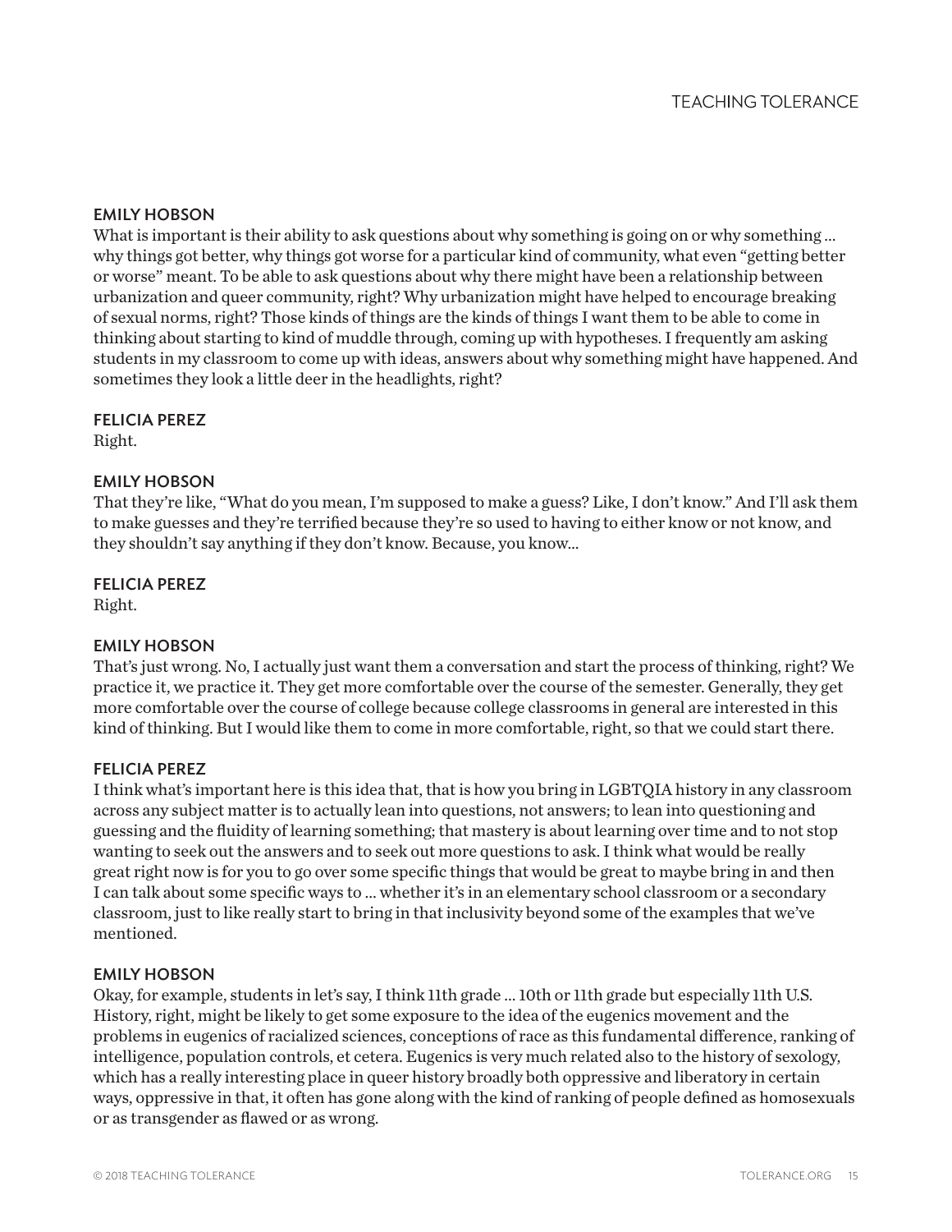**EMILY HOBSON**
What is important is their ability to ask questions about why something is going on or why something ... why things got better, why things got worse for a particular kind of community, what even "getting better or worse" meant. To be able to ask questions about why there might have been a relationship between urbanization and queer community, right? Why urbanization might have helped to encourage breaking of sexual norms, right? Those kinds of things are the kinds of things I want them to be able to come in thinking about starting to kind of muddle through, coming up with hypotheses. I frequently am asking students in my classroom to come up with ideas, answers about why something might have happened. And sometimes they look a little deer in the headlights, right?

**FELICIA PEREZ**
Right.

**EMILY HOBSON**
That they're like, "What do you mean, I'm supposed to make a guess? Like, I don't know." And I'll ask them to make guesses and they're terrified because they're so used to having to either know or not know, and they shouldn't say anything if they don't know. Because, you know...

**FELICIA PEREZ**
Right.

**EMILY HOBSON**
That's just wrong. No, I actually just want them a conversation and start the process of thinking, right? We practice it, we practice it. They get more comfortable over the course of the semester. Generally, they get more comfortable over the course of college because college classrooms in general are interested in this kind of thinking. But I would like them to come in more comfortable, right, so that we could start there.

**FELICIA PEREZ**
I think what's important here is this idea that, that is how you bring in LGBTQIA history in any classroom across any subject matter is to actually lean into questions, not answers; to lean into questioning and guessing and the fluidity of learning something; that mastery is about learning over time and to not stop wanting to seek out the answers and to seek out more questions to ask. I think what would be really great right now is for you to go over some specific things that would be great to maybe bring in and then I can talk about some specific ways to ... whether it's in an elementary school classroom or a secondary classroom, just to like really start to bring in that inclusivity beyond some of the examples that we've mentioned.

**EMILY HOBSON**
Okay, for example, students in let's say, I think 11th grade ... 10th or 11th grade but especially 11th U.S. History, right, might be likely to get some exposure to the idea of the eugenics movement and the problems in eugenics of racialized sciences, conceptions of race as this fundamental difference, ranking of intelligence, population controls, et cetera. Eugenics is very much related also to the history of sexology, which has a really interesting place in queer history broadly both oppressive and liberatory in certain ways, oppressive in that, it often has gone along with the kind of ranking of people defined as homosexuals or as transgender as flawed or as wrong.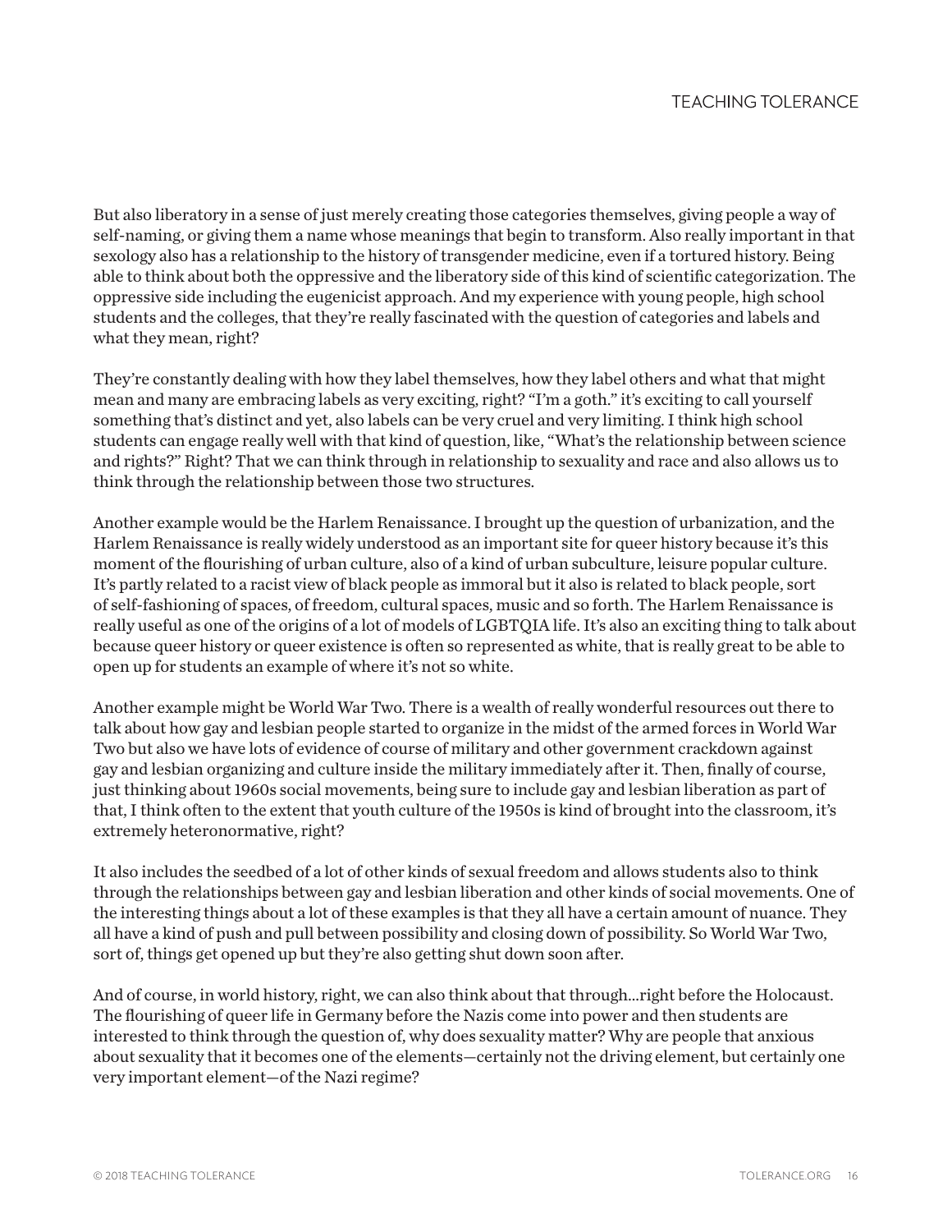But also liberatory in a sense of just merely creating those categories themselves, giving people a way of self-naming, or giving them a name whose meanings that begin to transform. Also really important in that sexology also has a relationship to the history of transgender medicine, even if a tortured history. Being able to think about both the oppressive and the liberatory side of this kind of scientific categorization. The oppressive side including the eugenicist approach. And my experience with young people, high school students and the colleges, that they're really fascinated with the question of categories and labels and what they mean, right?

They're constantly dealing with how they label themselves, how they label others and what that might mean and many are embracing labels as very exciting, right? "I'm a goth." it's exciting to call yourself something that's distinct and yet, also labels can be very cruel and very limiting. I think high school students can engage really well with that kind of question, like, "What's the relationship between science and rights?" Right? That we can think through in relationship to sexuality and race and also allows us to think through the relationship between those two structures.

Another example would be the Harlem Renaissance. I brought up the question of urbanization, and the Harlem Renaissance is really widely understood as an important site for queer history because it's this moment of the flourishing of urban culture, also of a kind of urban subculture, leisure popular culture. It's partly related to a racist view of black people as immoral but it also is related to black people, sort of self-fashioning of spaces, of freedom, cultural spaces, music and so forth. The Harlem Renaissance is really useful as one of the origins of a lot of models of LGBTQIA life. It's also an exciting thing to talk about because queer history or queer existence is often so represented as white, that is really great to be able to open up for students an example of where it's not so white.

Another example might be World War Two. There is a wealth of really wonderful resources out there to talk about how gay and lesbian people started to organize in the midst of the armed forces in World War Two but also we have lots of evidence of course of military and other government crackdown against gay and lesbian organizing and culture inside the military immediately after it. Then, finally of course, just thinking about 1960s social movements, being sure to include gay and lesbian liberation as part of that, I think often to the extent that youth culture of the 1950s is kind of brought into the classroom, it's extremely heteronormative, right?

It also includes the seedbed of a lot of other kinds of sexual freedom and allows students also to think through the relationships between gay and lesbian liberation and other kinds of social movements. One of the interesting things about a lot of these examples is that they all have a certain amount of nuance. They all have a kind of push and pull between possibility and closing down of possibility. So World War Two, sort of, things get opened up but they're also getting shut down soon after.

And of course, in world history, right, we can also think about that through...right before the Holocaust. The flourishing of queer life in Germany before the Nazis come into power and then students are interested to think through the question of, why does sexuality matter? Why are people that anxious about sexuality that it becomes one of the elements—certainly not the driving element, but certainly one very important element—of the Nazi regime?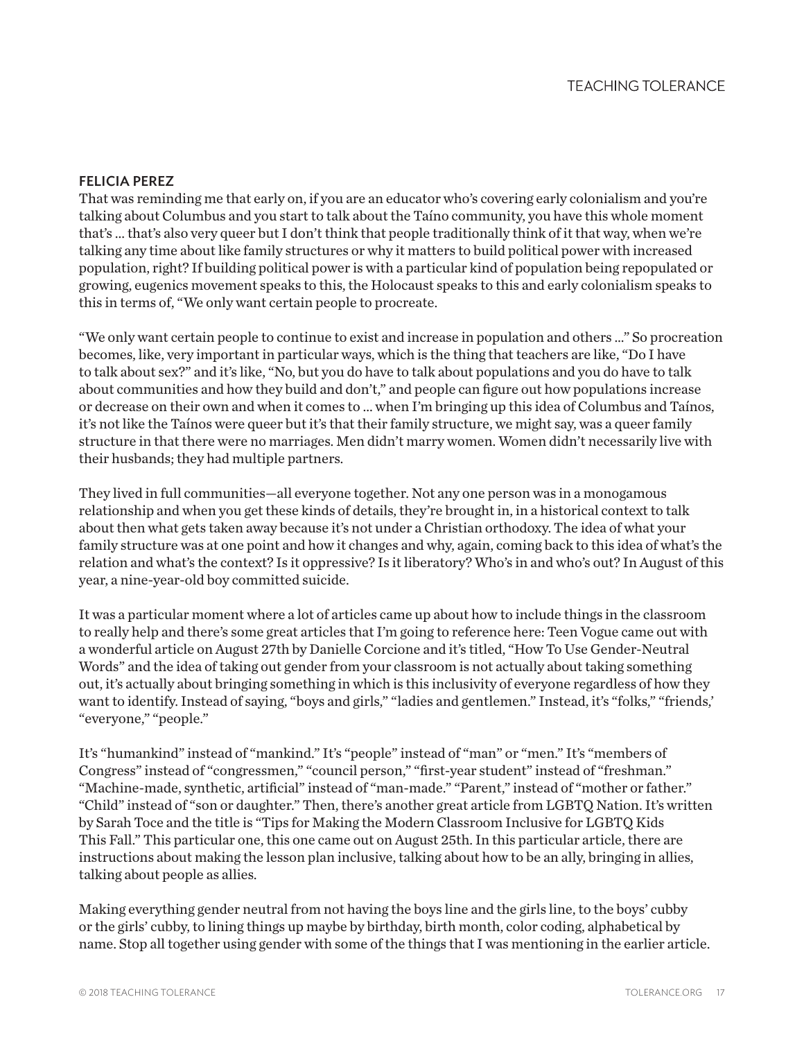**FELICIA PEREZ**

That was reminding me that early on, if you are an educator who's covering early colonialism and you're talking about Columbus and you start to talk about the Taíno community, you have this whole moment that's ... that's also very queer but I don't think that people traditionally think of it that way, when we're talking any time about like family structures or why it matters to build political power with increased population, right? If building political power is with a particular kind of population being repopulated or growing, eugenics movement speaks to this, the Holocaust speaks to this and early colonialism speaks to this in terms of, "We only want certain people to procreate.

"We only want certain people to continue to exist and increase in population and others ..." So procreation becomes, like, very important in particular ways, which is the thing that teachers are like, "Do I have to talk about sex?" and it's like, "No, but you do have to talk about populations and you do have to talk about communities and how they build and don't," and people can figure out how populations increase or decrease on their own and when it comes to ... when I'm bringing up this idea of Columbus and Taínos, it's not like the Taínos were queer but it's that their family structure, we might say, was a queer family structure in that there were no marriages. Men didn't marry women. Women didn't necessarily live with their husbands; they had multiple partners.

They lived in full communities—all everyone together. Not any one person was in a monogamous relationship and when you get these kinds of details, they're brought in, in a historical context to talk about then what gets taken away because it's not under a Christian orthodoxy. The idea of what your family structure was at one point and how it changes and why, again, coming back to this idea of what's the relation and what's the context? Is it oppressive? Is it liberatory? Who's in and who's out? In August of this year, a nine-year-old boy committed suicide.

It was a particular moment where a lot of articles came up about how to include things in the classroom to really help and there's some great articles that I'm going to reference here: Teen Vogue came out with a wonderful article on August 27th by Danielle Corcione and it's titled, "How To Use Gender-Neutral Words" and the idea of taking out gender from your classroom is not actually about taking something out, it's actually about bringing something in which is this inclusivity of everyone regardless of how they want to identify. Instead of saying, "boys and girls," "ladies and gentlemen." Instead, it's "folks," "friends,' "everyone," "people."

It's "humankind" instead of "mankind." It's "people" instead of "man" or "men." It's "members of Congress" instead of "congressmen," "council person," "first-year student" instead of "freshman." "Machine-made, synthetic, artificial" instead of "man-made." "Parent," instead of "mother or father." "Child" instead of "son or daughter." Then, there's another great article from LGBTQ Nation. It's written by Sarah Toce and the title is "Tips for Making the Modern Classroom Inclusive for LGBTQ Kids This Fall." This particular one, this one came out on August 25th. In this particular article, there are instructions about making the lesson plan inclusive, talking about how to be an ally, bringing in allies, talking about people as allies.

Making everything gender neutral from not having the boys line and the girls line, to the boys' cubby or the girls' cubby, to lining things up maybe by birthday, birth month, color coding, alphabetical by name. Stop all together using gender with some of the things that I was mentioning in the earlier article.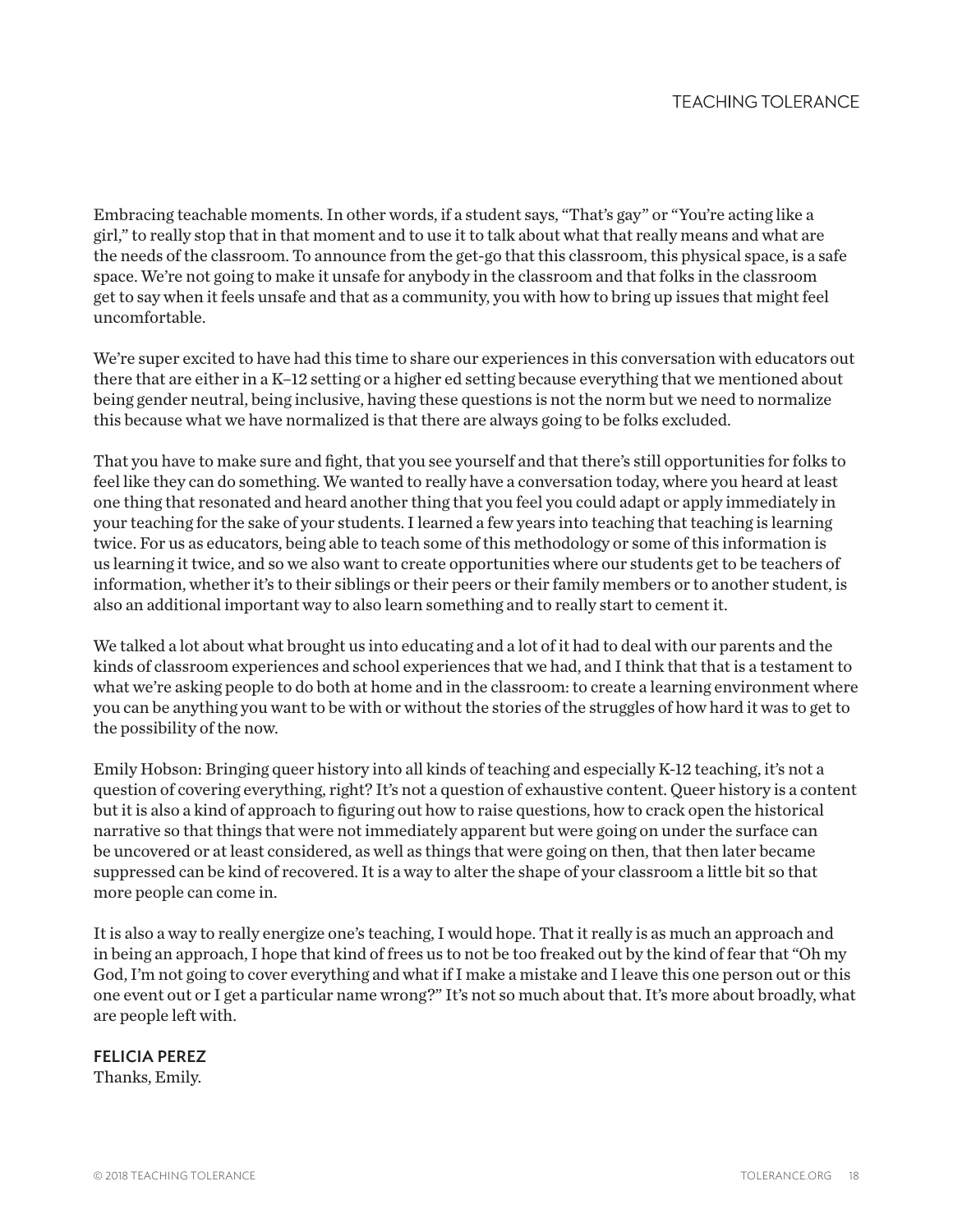Embracing teachable moments. In other words, if a student says, "That's gay" or "You're acting like a girl," to really stop that in that moment and to use it to talk about what that really means and what are the needs of the classroom. To announce from the get-go that this classroom, this physical space, is a safe space. We're not going to make it unsafe for anybody in the classroom and that folks in the classroom get to say when it feels unsafe and that as a community, you with how to bring up issues that might feel uncomfortable.

We're super excited to have had this time to share our experiences in this conversation with educators out there that are either in a K–12 setting or a higher ed setting because everything that we mentioned about being gender neutral, being inclusive, having these questions is not the norm but we need to normalize this because what we have normalized is that there are always going to be folks excluded.

That you have to make sure and fight, that you see yourself and that there's still opportunities for folks to feel like they can do something. We wanted to really have a conversation today, where you heard at least one thing that resonated and heard another thing that you feel you could adapt or apply immediately in your teaching for the sake of your students. I learned a few years into teaching that teaching is learning twice. For us as educators, being able to teach some of this methodology or some of this information is us learning it twice, and so we also want to create opportunities where our students get to be teachers of information, whether it's to their siblings or their peers or their family members or to another student, is also an additional important way to also learn something and to really start to cement it.

We talked a lot about what brought us into educating and a lot of it had to deal with our parents and the kinds of classroom experiences and school experiences that we had, and I think that that is a testament to what we're asking people to do both at home and in the classroom: to create a learning environment where you can be anything you want to be with or without the stories of the struggles of how hard it was to get to the possibility of the now.

Emily Hobson: Bringing queer history into all kinds of teaching and especially K-12 teaching, it's not a question of covering everything, right? It's not a question of exhaustive content. Queer history is a content but it is also a kind of approach to figuring out how to raise questions, how to crack open the historical narrative so that things that were not immediately apparent but were going on under the surface can be uncovered or at least considered, as well as things that were going on then, that then later became suppressed can be kind of recovered. It is a way to alter the shape of your classroom a little bit so that more people can come in.

It is also a way to really energize one's teaching, I would hope. That it really is as much an approach and in being an approach, I hope that kind of frees us to not be too freaked out by the kind of fear that "Oh my God, I'm not going to cover everything and what if I make a mistake and I leave this one person out or this one event out or I get a particular name wrong?" It's not so much about that. It's more about broadly, what are people left with.

**FELICIA PEREZ**
Thanks, Emily.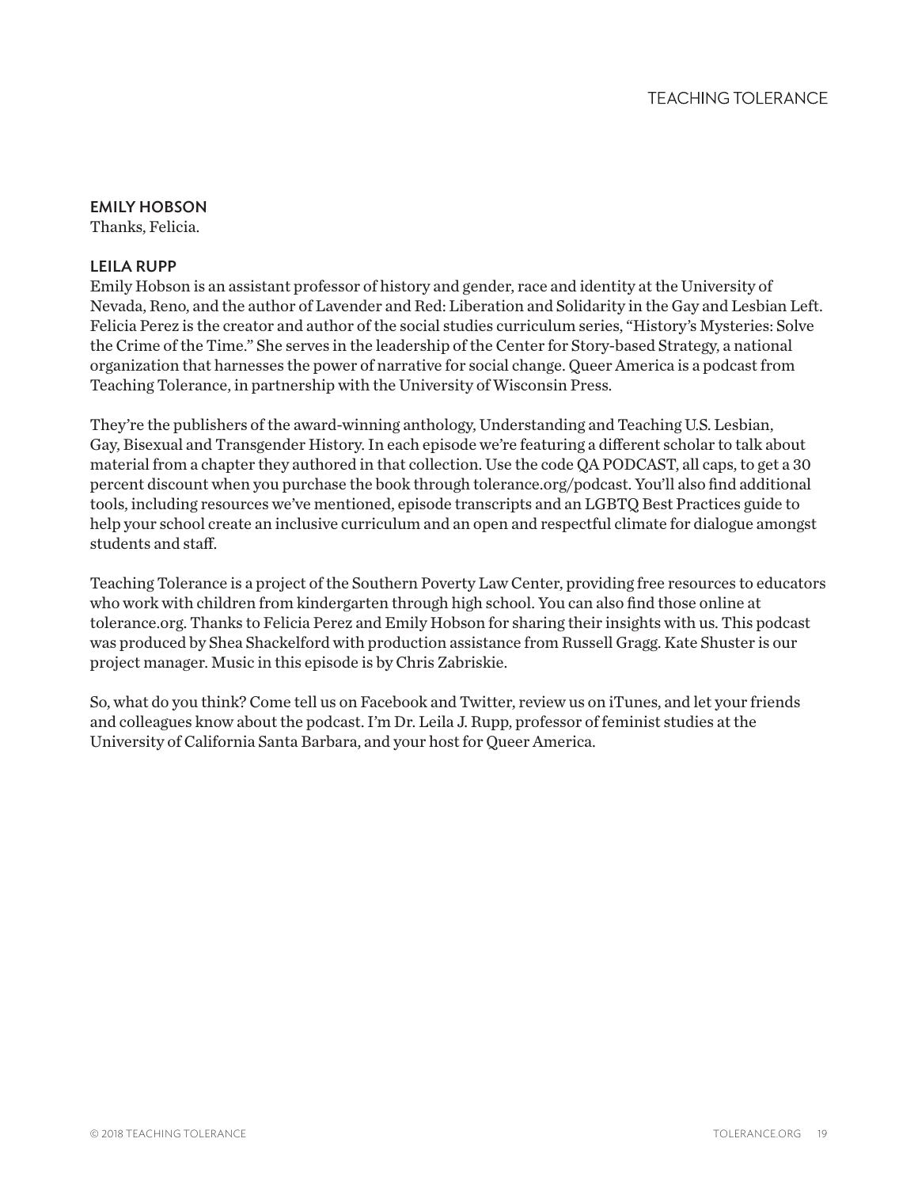**EMILY HOBSON**
Thanks, Felicia.

**LEILA RUPP**
Emily Hobson is an assistant professor of history and gender, race and identity at the University of Nevada, Reno, and the author of Lavender and Red: Liberation and Solidarity in the Gay and Lesbian Left. Felicia Perez is the creator and author of the social studies curriculum series, "History's Mysteries: Solve the Crime of the Time." She serves in the leadership of the Center for Story-based Strategy, a national organization that harnesses the power of narrative for social change. Queer America is a podcast from Teaching Tolerance, in partnership with the University of Wisconsin Press.

They're the publishers of the award-winning anthology, Understanding and Teaching U.S. Lesbian, Gay, Bisexual and Transgender History. In each episode we're featuring a different scholar to talk about material from a chapter they authored in that collection. Use the code QA PODCAST, all caps, to get a 30 percent discount when you purchase the book through tolerance.org/podcast. You'll also find additional tools, including resources we've mentioned, episode transcripts and an LGBTQ Best Practices guide to help your school create an inclusive curriculum and an open and respectful climate for dialogue amongst students and staff.

Teaching Tolerance is a project of the Southern Poverty Law Center, providing free resources to educators who work with children from kindergarten through high school. You can also find those online at tolerance.org. Thanks to Felicia Perez and Emily Hobson for sharing their insights with us. This podcast was produced by Shea Shackelford with production assistance from Russell Gragg. Kate Shuster is our project manager. Music in this episode is by Chris Zabriskie.

So, what do you think? Come tell us on Facebook and Twitter, review us on iTunes, and let your friends and colleagues know about the podcast. I'm Dr. Leila J. Rupp, professor of feminist studies at the University of California Santa Barbara, and your host for Queer America.